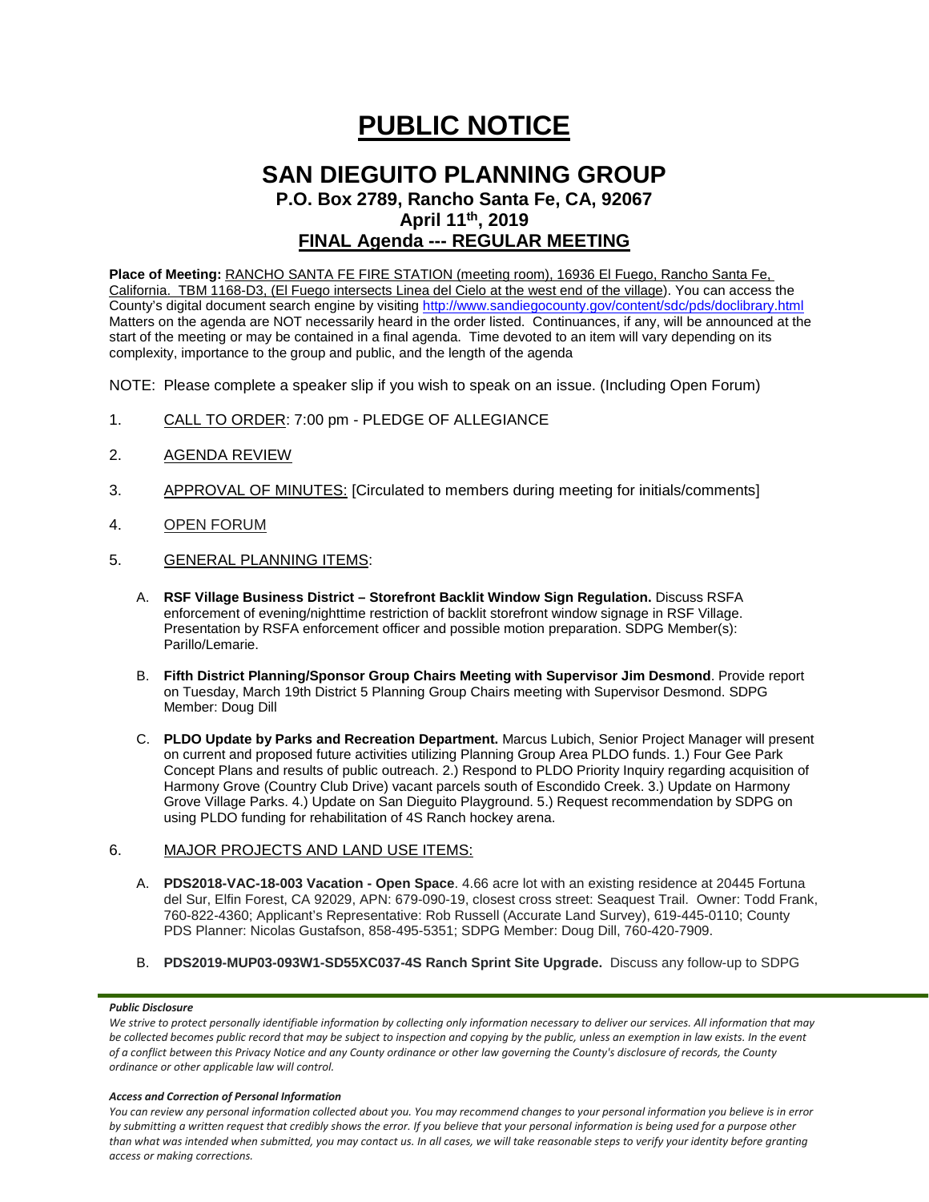# PUBLIC NOTICE

## SAN DIEGUITO PLANNING GROUP

### P.O. Box 2789, Rancho Santa Fe, CA, 92067

### April 11th, 2019

### FINAL Agenda --- REGULAR MEETING

**Place of Meeting:** RANCHO SANTA FE FIRE STATION (meeting room), 16936 El Fuego, Rancho Santa Fe, California. TBM 1168-D3, (El Fuego intersects Linea del Cielo at the west end of the village). You can access the County's digital document search engine by visiting http://www.sandiegocounty.gov/content/sdc/pds/doclibrary.html Matters on the agenda are NOT necessarily heard in the order listed. Continuances, if any, will be announced at the start of the meeting or may be contained in a final agenda. Time devoted to an item will vary depending on its complexity, importance to the group and public, and the length of the agenda

NOTE: Please complete a speaker slip if you wish to speak on an issue. (Including Open Forum)

1. CALL TO ORDER: 7:00 pm - PLEDGE OF ALLEGIANCE
2. AGENDA REVIEW
3. APPROVAL OF MINUTES: [Circulated to members during meeting for initials/comments]
4. OPEN FORUM
5. GENERAL PLANNING ITEMS:
   A. **RSF Village Business District – Storefront Backlit Window Sign Regulation.** Discuss RSFA enforcement of evening/nighttime restriction of backlit storefront window signage in RSF Village. Presentation by RSFA enforcement officer and possible motion preparation. SDPG Member(s): Parillo/Lemarie.
   B. **Fifth District Planning/Sponsor Group Chairs Meeting with Supervisor Jim Desmond**. Provide report on Tuesday, March 19th District 5 Planning Group Chairs meeting with Supervisor Desmond. SDPG Member: Doug Dill
   C. **PLDO Update by Parks and Recreation Department.** Marcus Lubich, Senior Project Manager will present on current and proposed future activities utilizing Planning Group Area PLDO funds. 1.) Four Gee Park Concept Plans and results of public outreach. 2.) Respond to PLDO Priority Inquiry regarding acquisition of Harmony Grove (Country Club Drive) vacant parcels south of Escondido Creek. 3.) Update on Harmony Grove Village Parks. 4.) Update on San Dieguito Playground. 5.) Request recommendation by SDPG on using PLDO funding for rehabilitation of 4S Ranch hockey arena.
6. MAJOR PROJECTS AND LAND USE ITEMS:
   A. **PDS2018-VAC-18-003 Vacation - Open Space**. 4.66 acre lot with an existing residence at 20445 Fortuna del Sur, Elfin Forest, CA 92029, APN: 679-090-19, closest cross street: Seaquest Trail. Owner: Todd Frank, 760-822-4360; Applicant's Representative: Rob Russell (Accurate Land Survey), 619-445-0110; County PDS Planner: Nicolas Gustafson, 858-495-5351; SDPG Member: Doug Dill, 760-420-7909.
   B. **PDS2019-MUP03-093W1-SD55XC037-4S Ranch Sprint Site Upgrade.** Discuss any follow-up to SDPG

***Public Disclosure***

*We strive to protect personally identifiable information by collecting only information necessary to deliver our services. All information that may be collected becomes public record that may be subject to inspection and copying by the public, unless an exemption in law exists. In the event of a conflict between this Privacy Notice and any County ordinance or other law governing the County's disclosure of records, the County ordinance or other applicable law will control.*

***Access and Correction of Personal Information***

*You can review any personal information collected about you. You may recommend changes to your personal information you believe is in error by submitting a written request that credibly shows the error. If you believe that your personal information is being used for a purpose other than what was intended when submitted, you may contact us. In all cases, we will take reasonable steps to verify your identity before granting access or making corrections.*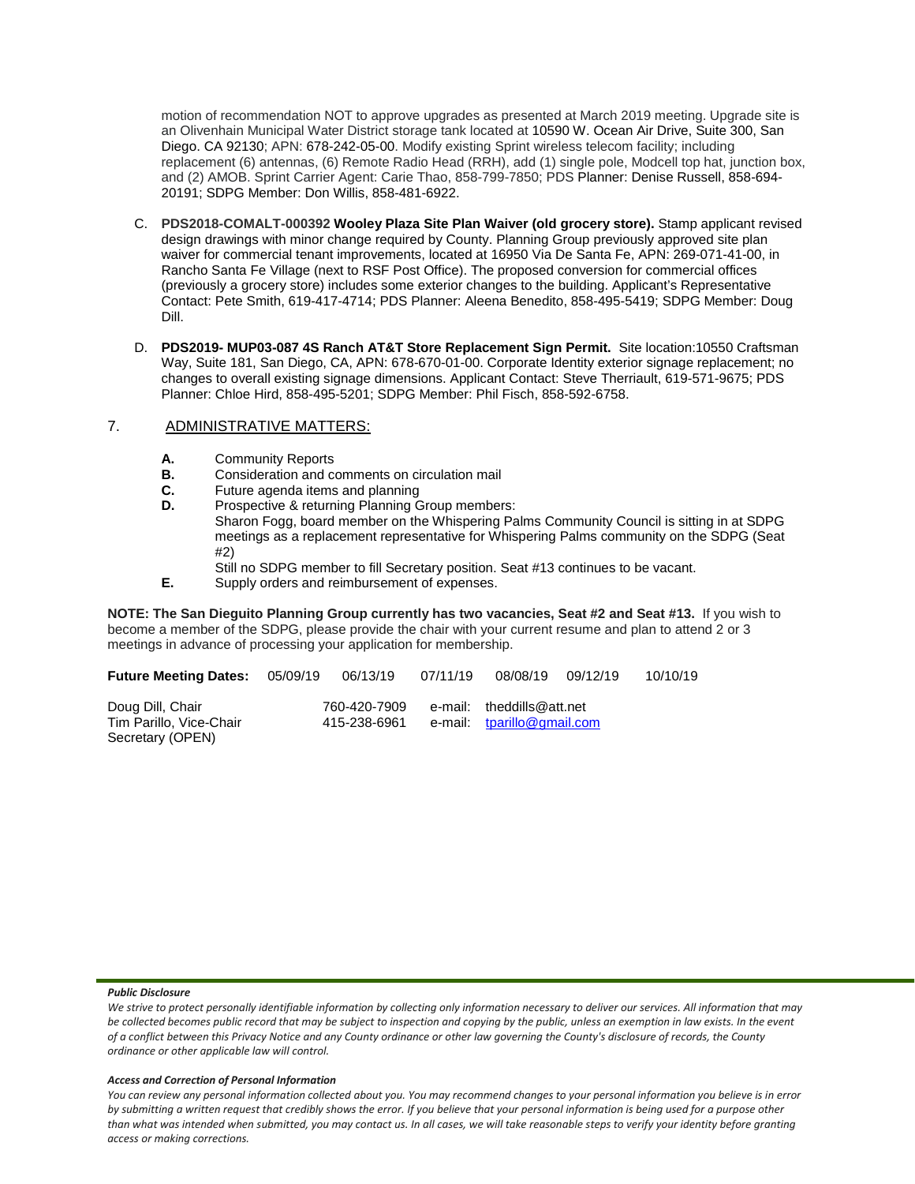motion of recommendation NOT to approve upgrades as presented at March 2019 meeting. Upgrade site is an Olivenhain Municipal Water District storage tank located at 10590 W. Ocean Air Drive, Suite 300, San Diego. CA 92130; APN: 678-242-05-00. Modify existing Sprint wireless telecom facility; including replacement (6) antennas, (6) Remote Radio Head (RRH), add (1) single pole, Modcell top hat, junction box, and (2) AMOB. Sprint Carrier Agent: Carie Thao, 858-799-7850; PDS Planner: Denise Russell, 858-694-20191; SDPG Member: Don Willis, 858-481-6922.

C. **PDS2018-COMALT-000392 Wooley Plaza Site Plan Waiver (old grocery store).** Stamp applicant revised design drawings with minor change required by County. Planning Group previously approved site plan waiver for commercial tenant improvements, located at 16950 Via De Santa Fe, APN: 269-071-41-00, in Rancho Santa Fe Village (next to RSF Post Office). The proposed conversion for commercial offices (previously a grocery store) includes some exterior changes to the building. Applicant's Representative Contact: Pete Smith, 619-417-4714; PDS Planner: Aleena Benedito, 858-495-5419; SDPG Member: Doug Dill.

D. **PDS2019- MUP03-087 4S Ranch AT&T Store Replacement Sign Permit.** Site location:10550 Craftsman Way, Suite 181, San Diego, CA, APN: 678-670-01-00. Corporate Identity exterior signage replacement; no changes to overall existing signage dimensions. Applicant Contact: Steve Therriault, 619-571-9675; PDS Planner: Chloe Hird, 858-495-5201; SDPG Member: Phil Fisch, 858-592-6758.

7. ADMINISTRATIVE MATTERS:

**A.** Community Reports
**B.** Consideration and comments on circulation mail
**C.** Future agenda items and planning
**D.** Prospective & returning Planning Group members:
Sharon Fogg, board member on the Whispering Palms Community Council is sitting in at SDPG meetings as a replacement representative for Whispering Palms community on the SDPG (Seat #2)
Still no SDPG member to fill Secretary position. Seat #13 continues to be vacant.
**E.** Supply orders and reimbursement of expenses.

**NOTE: The San Dieguito Planning Group currently has two vacancies, Seat #2 and Seat #13.** If you wish to become a member of the SDPG, please provide the chair with your current resume and plan to attend 2 or 3 meetings in advance of processing your application for membership.

**Future Meeting Dates:** 05/09/19 06/13/19 07/11/19 08/08/19 09/12/19 10/10/19

| | | |
|---|---|---|
| Doug Dill, Chair | 760-420-7909 | e-mail: theddills@att.net |
| Tim Parillo, Vice-Chair | 415-238-6961 | e-mail: tparillo@gmail.com |
| Secretary (OPEN) | | |

***Public Disclosure***

*We strive to protect personally identifiable information by collecting only information necessary to deliver our services. All information that may be collected becomes public record that may be subject to inspection and copying by the public, unless an exemption in law exists. In the event of a conflict between this Privacy Notice and any County ordinance or other law governing the County's disclosure of records, the County ordinance or other applicable law will control.*

***Access and Correction of Personal Information***

*You can review any personal information collected about you. You may recommend changes to your personal information you believe is in error by submitting a written request that credibly shows the error. If you believe that your personal information is being used for a purpose other than what was intended when submitted, you may contact us. In all cases, we will take reasonable steps to verify your identity before granting access or making corrections.*